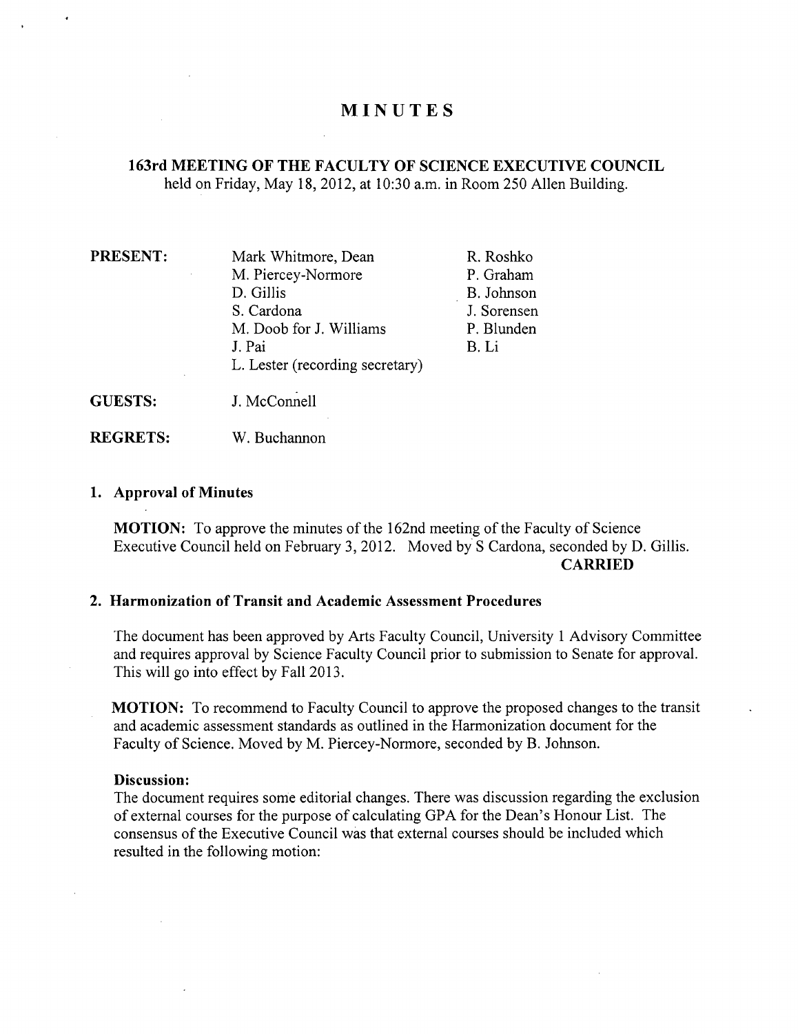# MINUTES

## 163rd MEETING OF THE FACULTY OF SCIENCE EXECUTIVE COUNCIL

held on Friday, May 18, 2012, at 10:30 a.m. in Room 250 Allen Building.

| | | |
|---|---|---|
| **PRESENT:** | Mark Whitmore, Dean | R. Roshko |
| | M. Piercey-Normore | P. Graham |
| | D. Gillis | B. Johnson |
| | S. Cardona | J. Sorensen |
| | M. Doob for J. Williams | P. Blunden |
| | J. Pai | B. Li |
| | L. Lester (recording secretary) | |
| **GUESTS:** | J. McConnell | |
| **REGRETS:** | W. Buchannon | |

### 1. Approval of Minutes

**MOTION:** To approve the minutes of the 162nd meeting of the Faculty of Science Executive Council held on February 3, 2012. Moved by S Cardona, seconded by D. Gillis.

**CARRIED**

### 2. Harmonization of Transit and Academic Assessment Procedures

The document has been approved by Arts Faculty Council, University 1 Advisory Committee and requires approval by Science Faculty Council prior to submission to Senate for approval. This will go into effect by Fall 2013.

**MOTION:** To recommend to Faculty Council to approve the proposed changes to the transit and academic assessment standards as outlined in the Harmonization document for the Faculty of Science. Moved by M. Piercey-Normore, seconded by B. Johnson.

**Discussion:**

The document requires some editorial changes. There was discussion regarding the exclusion of external courses for the purpose of calculating GPA for the Dean's Honour List. The consensus of the Executive Council was that external courses should be included which resulted in the following motion: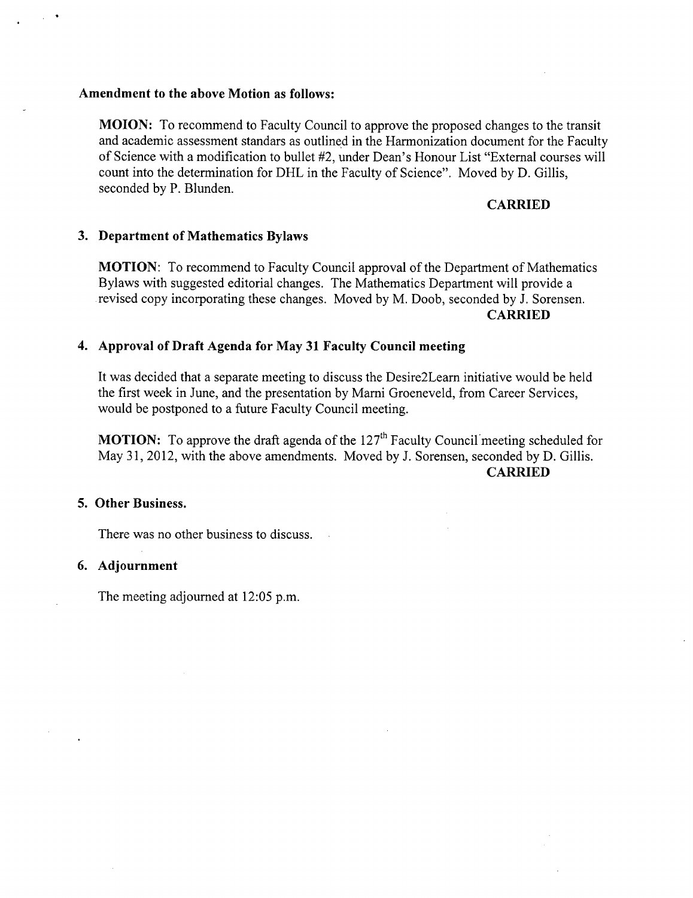**Amendment to the above Motion as follows:**

**MOION:** To recommend to Faculty Council to approve the proposed changes to the transit and academic assessment standars as outlined in the Harmonization document for the Faculty of Science with a modification to bullet #2, under Dean's Honour List "External courses will count into the determination for DHL in the Faculty of Science". Moved by D. Gillis, seconded by P. Blunden.

**CARRIED**

### 3. Department of Mathematics Bylaws

**MOTION**: To recommend to Faculty Council approval of the Department of Mathematics Bylaws with suggested editorial changes. The Mathematics Department will provide a revised copy incorporating these changes. Moved by M. Doob, seconded by J. Sorensen.

**CARRIED**

### 4. Approval of Draft Agenda for May 31 Faculty Council meeting

It was decided that a separate meeting to discuss the Desire2Learn initiative would be held the first week in June, and the presentation by Marni Groeneveld, from Career Services, would be postponed to a future Faculty Council meeting.

**MOTION:** To approve the draft agenda of the 127th Faculty Council meeting scheduled for May 31, 2012, with the above amendments. Moved by J. Sorensen, seconded by D. Gillis.

**CARRIED**

### 5. Other Business.

There was no other business to discuss.

### 6. Adjournment

The meeting adjourned at 12:05 p.m.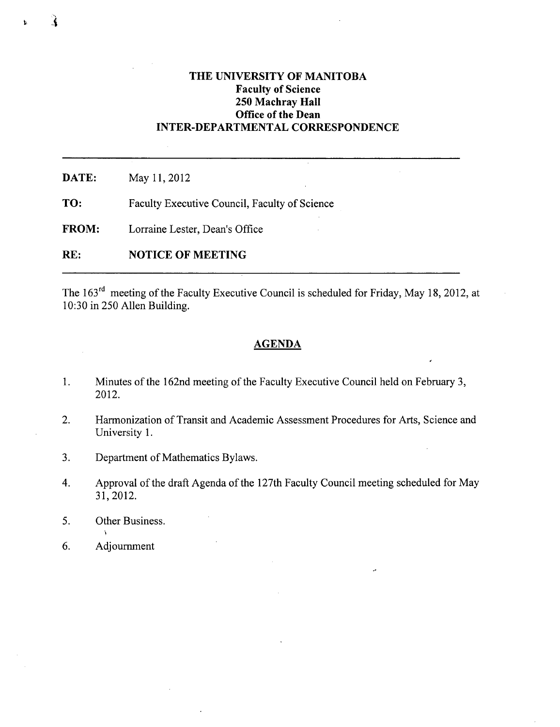**THE UNIVERSITY OF MANITOBA**
**Faculty of Science**
**250 Machray Hall**
**Office of the Dean**
**INTER-DEPARTMENTAL CORRESPONDENCE**

---

**DATE:** May 11, 2012

**TO:** Faculty Executive Council, Faculty of Science

**FROM:** Lorraine Lester, Dean's Office

**RE:** **NOTICE OF MEETING**

---

The 163rd meeting of the Faculty Executive Council is scheduled for Friday, May 18, 2012, at 10:30 in 250 Allen Building.

## AGENDA

1. Minutes of the 162nd meeting of the Faculty Executive Council held on February 3, 2012.
2. Harmonization of Transit and Academic Assessment Procedures for Arts, Science and University 1.
3. Department of Mathematics Bylaws.
4. Approval of the draft Agenda of the 127th Faculty Council meeting scheduled for May 31, 2012.
5. Other Business.
6. Adjournment